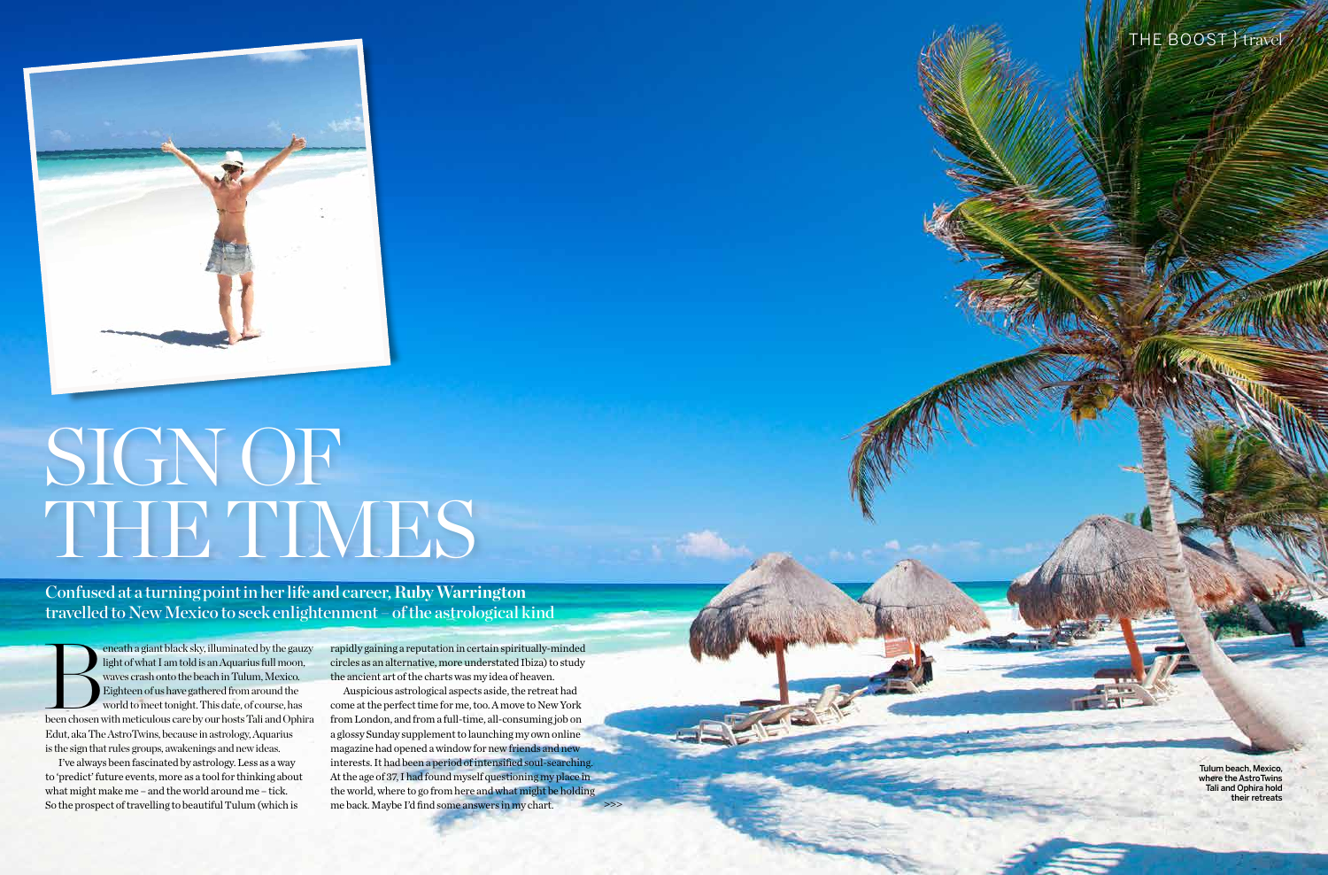# SIGN OF THE TIMES

**Confused at a turning point in her life and career, Ruby Warrington travelled to New Mexico to seek enlightenment – of the astrological kind**

Beneath a giant black sky, illuminated by the gauzy light of what I am told is an Aquarius full moon, waves crash onto the beach in Tulum, Mexico. Eighteen of us have gathered from around the world to meet tonight. This date, of course, has been chosen with meticulous care by our hosts Tali and Ophira Edut, aka The AstroTwins, because in astrology, Aquarius is the sign that rules groups, awakenings and new ideas.

I've always been fascinated by astrology. Less as a way to 'predict' future events, more as a tool for thinking about what might make me – and the world around me – tick. So the prospect of travelling to beautiful Tulum (which is rapidly gaining a reputation in certain spiritually-minded circles as an alternative, more understated Ibiza) to study the ancient art of the charts was my idea of heaven.

Auspicious astrological aspects aside, the retreat had come at the perfect time for me, too. A move to New York from London, and from a full-time, all-consuming job on a glossy Sunday supplement to launching my own online magazine had opened a window for new friends and new interests. It had been a period of intensified soul-searching. At the age of 37, I had found myself questioning my place in the world, where to go from here and what might be holding me back. Maybe I'd find some answers in my chart. >>>

Tulum beach, Mexico, where the AstroTwins Tali and Ophira hold their retreats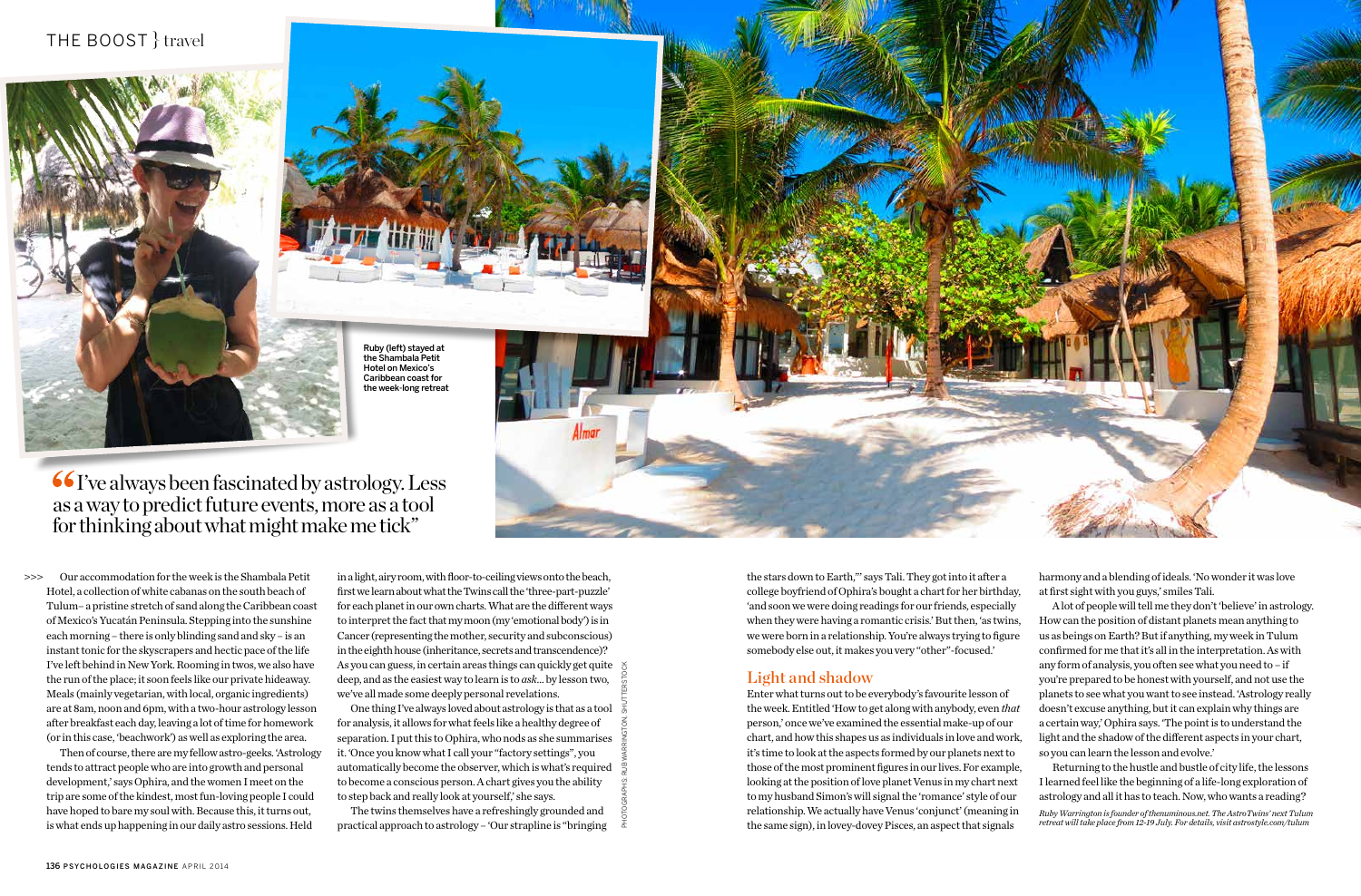Ruby (left) stayed at the Shambala Petit Hotel on Mexico's Caribbean coast for the week-long retreat

> "I've always been fascinated by astrology. Less as a way to predict future events, more as a tool for thinking about what might make me tick"

>>> Our accommodation for the week is the Shambala Petit Hotel, a collection of white cabanas on the south beach of Tulum – a pristine stretch of sand along the Caribbean coast of Mexico's Yucatán Peninsula. Stepping into the sunshine each morning – there is only blinding sand and sky – is an instant tonic for the skyscrapers and hectic pace of the life I've left behind in New York. Rooming in twos, we also have the run of the place; it soon feels like our private hideaway. Meals (mainly vegetarian, with local, organic ingredients) are at 8am, noon and 6pm, with a two-hour astrology lesson after breakfast each day, leaving a lot of time for homework (or in this case, 'beachwork') as well as exploring the area.

Then of course, there are my fellow astro-geeks. 'Astrology tends to attract people who are into growth and personal development,' says Ophira, and the women I meet on the trip are some of the kindest, most fun-loving people I could have hoped to bare my soul with. Because this, it turns out, is what ends up happening in our daily astro sessions. Held in a light, airy room, with floor-to-ceiling views onto the beach, first we learn about what the Twins call the 'three-part-puzzle' for each planet in our own charts. What are the different ways to interpret the fact that my moon (my 'emotional body') is in Cancer (representing the mother, security and subconscious) in the eighth house (inheritance, secrets and transcendence)? As you can guess, in certain areas things can quickly get quite deep, and as the easiest way to learn is to *ask*... by lesson two, we've all made some deeply personal revelations.

One thing I've always loved about astrology is that as a tool for analysis, it allows for what feels like a healthy degree of separation. I put this to Ophira, who nods as she summarises it. 'Once you know what I call your "factory settings", you automatically become the observer, which is what's required to become a conscious person. A chart gives you the ability to step back and really look at yourself,' she says.

The twins themselves have a refreshingly grounded and practical approach to astrology – 'Our strapline is "bringing the stars down to Earth,"' says Tali. They got into it after a college boyfriend of Ophira's bought a chart for her birthday, 'and soon we were doing readings for our friends, especially when they were having a romantic crisis.' But then, 'as twins, we were born in a relationship. You're always trying to figure somebody else out, it makes you very "other"-focused.'

## Light and shadow

Enter what turns out to be everybody's favourite lesson of the week. Entitled 'How to get along with anybody, even *that* person,' once we've examined the essential make-up of our chart, and how this shapes us as individuals in love and work, it's time to look at the aspects formed by our planets next to those of the most prominent figures in our lives. For example, looking at the position of love planet Venus in my chart next to my husband Simon's will signal the 'romance' style of our relationship. We actually have Venus 'conjunct' (meaning in the same sign), in lovey-dovey Pisces, an aspect that signals harmony and a blending of ideals. 'No wonder it was love at first sight with you guys,' smiles Tali.

A lot of people will tell me they don't 'believe' in astrology. How can the position of distant planets mean anything to us as beings on Earth? But if anything, my week in Tulum confirmed for me that it's all in the interpretation. As with any form of analysis, you often see what you need to – if you're prepared to be honest with yourself, and not use the planets to see what you want to see instead. 'Astrology really doesn't excuse anything, but it can explain why things are a certain way,' Ophira says. 'The point is to understand the light and the shadow of the different aspects in your chart, so you can learn the lesson and evolve.'

Returning to the hustle and bustle of city life, the lessons I learned feel like the beginning of a life-long exploration of astrology and all it has to teach. Now, who wants a reading?

*Ruby Warrington is founder of thenuminous.net. The AstroTwins' next Tulum retreat will take place from 12-19 July. For details, visit astrostyle.com/tulum*

PHOTOGRAPHS: RUBY WARRINGTON; SHUTTERSTOCK